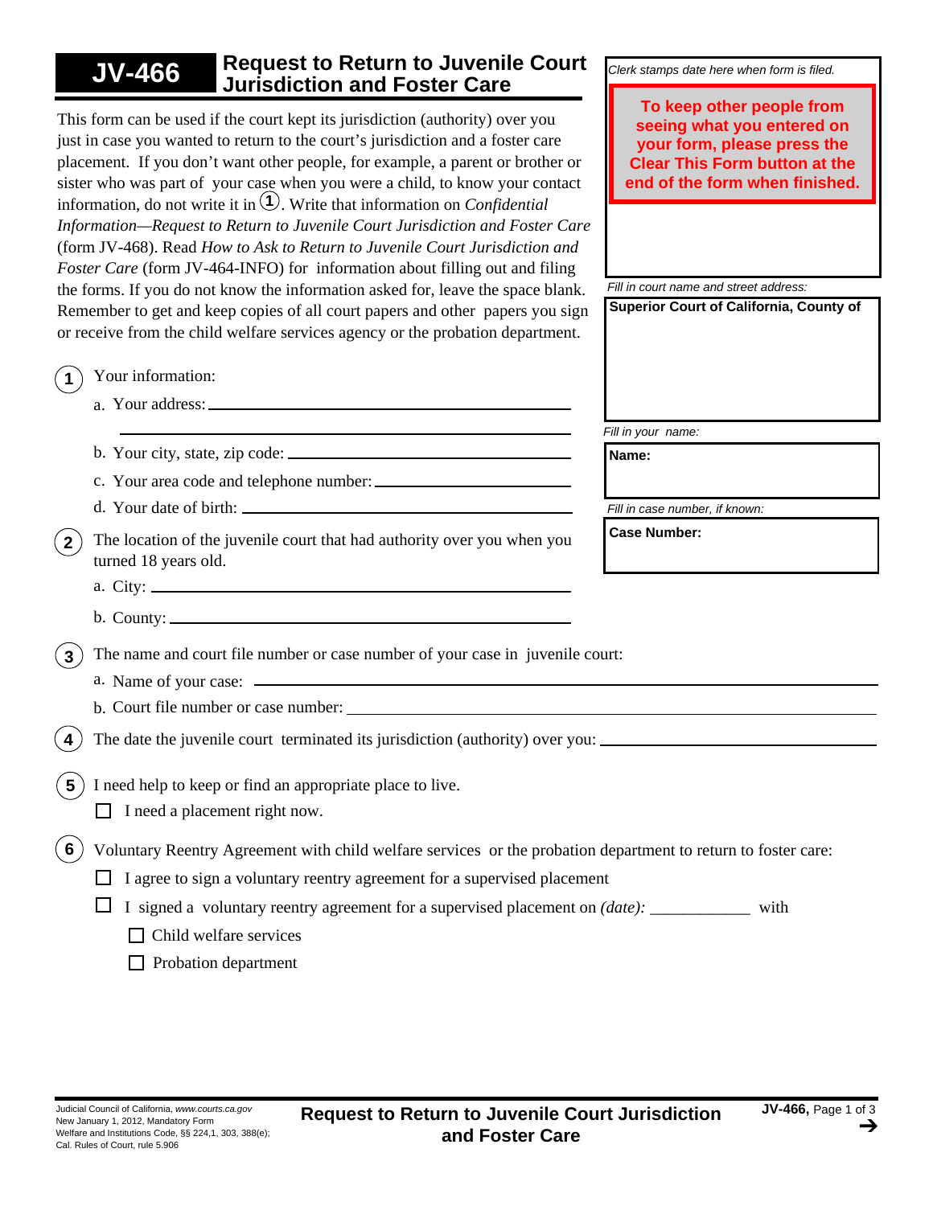# JV-466 Request to Return to Juvenile Court Jurisdiction and Foster Care

*Clerk stamps date here when form is filed.*

**To keep other people from seeing what you entered on your form, please press the Clear This Form button at the end of the form when finished.**

*Fill in court name and street address:*

**Superior Court of California, County of**

*Fill in your name:*

**Name:**

*Fill in case number, if known:*

**Case Number:**

This form can be used if the court kept its jurisdiction (authority) over you just in case you wanted to return to the court's jurisdiction and a foster care placement. If you don't want other people, for example, a parent or brother or sister who was part of your case when you were a child, to know your contact information, do not write it in ①. Write that information on *Confidential Information—Request to Return to Juvenile Court Jurisdiction and Foster Care* (form JV-468). Read *How to Ask to Return to Juvenile Court Jurisdiction and Foster Care* (form JV-464-INFO) for information about filling out and filing the forms. If you do not know the information asked for, leave the space blank. Remember to get and keep copies of all court papers and other papers you sign or receive from the child welfare services agency or the probation department.

**1** Your information:

a. Your address: ______________________________

______________________________

b. Your city, state, zip code: ______________________________

c. Your area code and telephone number: ______________________________

d. Your date of birth: ______________________________

**2** The location of the juvenile court that had authority over you when you turned 18 years old.

a. City: ______________________________

b. County: ______________________________

**3** The name and court file number or case number of your case in juvenile court:

a. Name of your case: ______________________________

b. Court file number or case number: ______________________________

**4** The date the juvenile court terminated its jurisdiction (authority) over you: ______________________________

**5** I need help to keep or find an appropriate place to live.

☐ I need a placement right now.

**6** Voluntary Reentry Agreement with child welfare services or the probation department to return to foster care:

☐ I agree to sign a voluntary reentry agreement for a supervised placement

☐ I signed a voluntary reentry agreement for a supervised placement on *(date):* ____________ with

☐ Child welfare services

☐ Probation department

Judicial Council of California, *www.courts.ca.gov*
New January 1, 2012, Mandatory Form
Welfare and Institutions Code, §§ 224,1, 303, 388(e);
Cal. Rules of Court, rule 5.906

**Request to Return to Juvenile Court Jurisdiction and Foster Care**

**JV-466,** Page 1 of 3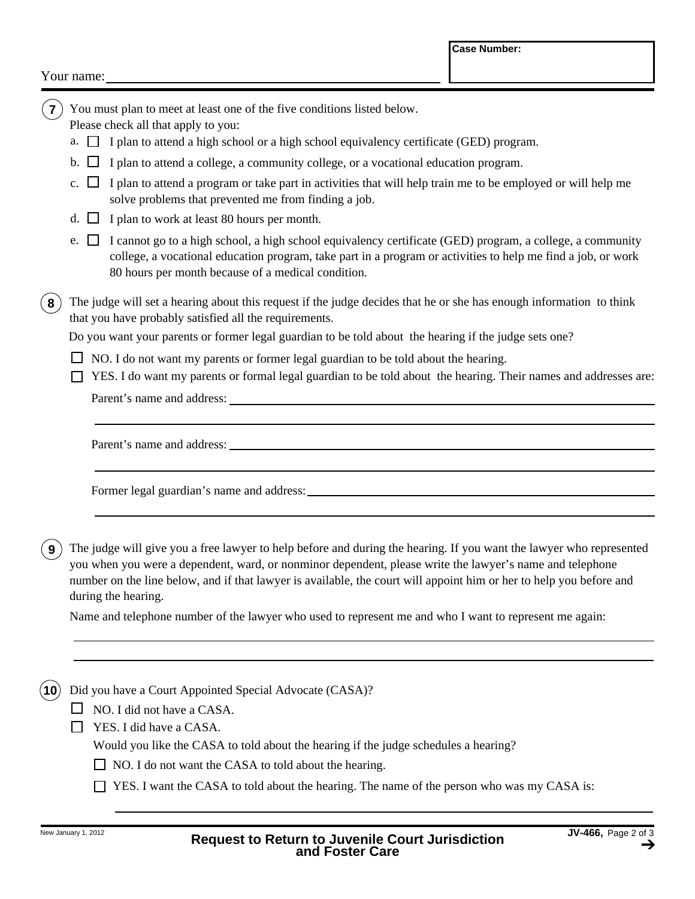Your name: \_\_\_\_\_\_\_\_\_\_\_\_\_\_\_\_\_\_\_\_\_\_\_\_\_\_\_\_\_\_\_\_\_\_\_\_\_\_\_\_

**Case Number:**

**7** You must plan to meet at least one of the five conditions listed below.
Please check all that apply to you:

a. ☐ I plan to attend a high school or a high school equivalency certificate (GED) program.

b. ☐ I plan to attend a college, a community college, or a vocational education program.

c. ☐ I plan to attend a program or take part in activities that will help train me to be employed or will help me solve problems that prevented me from finding a job.

d. ☐ I plan to work at least 80 hours per month.

e. ☐ I cannot go to a high school, a high school equivalency certificate (GED) program, a college, a community college, a vocational education program, take part in a program or activities to help me find a job, or work 80 hours per month because of a medical condition.

**8** The judge will set a hearing about this request if the judge decides that he or she has enough information to think that you have probably satisfied all the requirements.

Do you want your parents or former legal guardian to be told about the hearing if the judge sets one?

☐ NO. I do not want my parents or former legal guardian to be told about the hearing.

☐ YES. I do want my parents or formal legal guardian to be told about the hearing. Their names and addresses are:

Parent's name and address: \_\_\_\_\_\_\_\_\_\_\_\_\_\_\_\_\_\_\_\_\_\_\_\_\_\_\_\_\_\_\_\_\_\_\_\_\_\_\_\_

Parent's name and address: \_\_\_\_\_\_\_\_\_\_\_\_\_\_\_\_\_\_\_\_\_\_\_\_\_\_\_\_\_\_\_\_\_\_\_\_\_\_\_\_

Former legal guardian's name and address: \_\_\_\_\_\_\_\_\_\_\_\_\_\_\_\_\_\_\_\_\_\_\_\_\_\_\_\_\_\_\_\_\_\_\_\_\_\_\_\_

**9** The judge will give you a free lawyer to help before and during the hearing. If you want the lawyer who represented you when you were a dependent, ward, or nonminor dependent, please write the lawyer's name and telephone number on the line below, and if that lawyer is available, the court will appoint him or her to help you before and during the hearing.

Name and telephone number of the lawyer who used to represent me and who I want to represent me again:

\_\_\_\_\_\_\_\_\_\_\_\_\_\_\_\_\_\_\_\_\_\_\_\_\_\_\_\_\_\_\_\_\_\_\_\_\_\_\_\_

**10** Did you have a Court Appointed Special Advocate (CASA)?

☐ NO. I did not have a CASA.

☐ YES. I did have a CASA.

Would you like the CASA to told about the hearing if the judge schedules a hearing?

☐ NO. I do not want the CASA to told about the hearing.

☐ YES. I want the CASA to told about the hearing. The name of the person who was my CASA is:

\_\_\_\_\_\_\_\_\_\_\_\_\_\_\_\_\_\_\_\_\_\_\_\_\_\_\_\_\_\_\_\_\_\_\_\_\_\_\_\_

New January 1, 2012

**Request to Return to Juvenile Court Jurisdiction and Foster Care**

**JV-466,**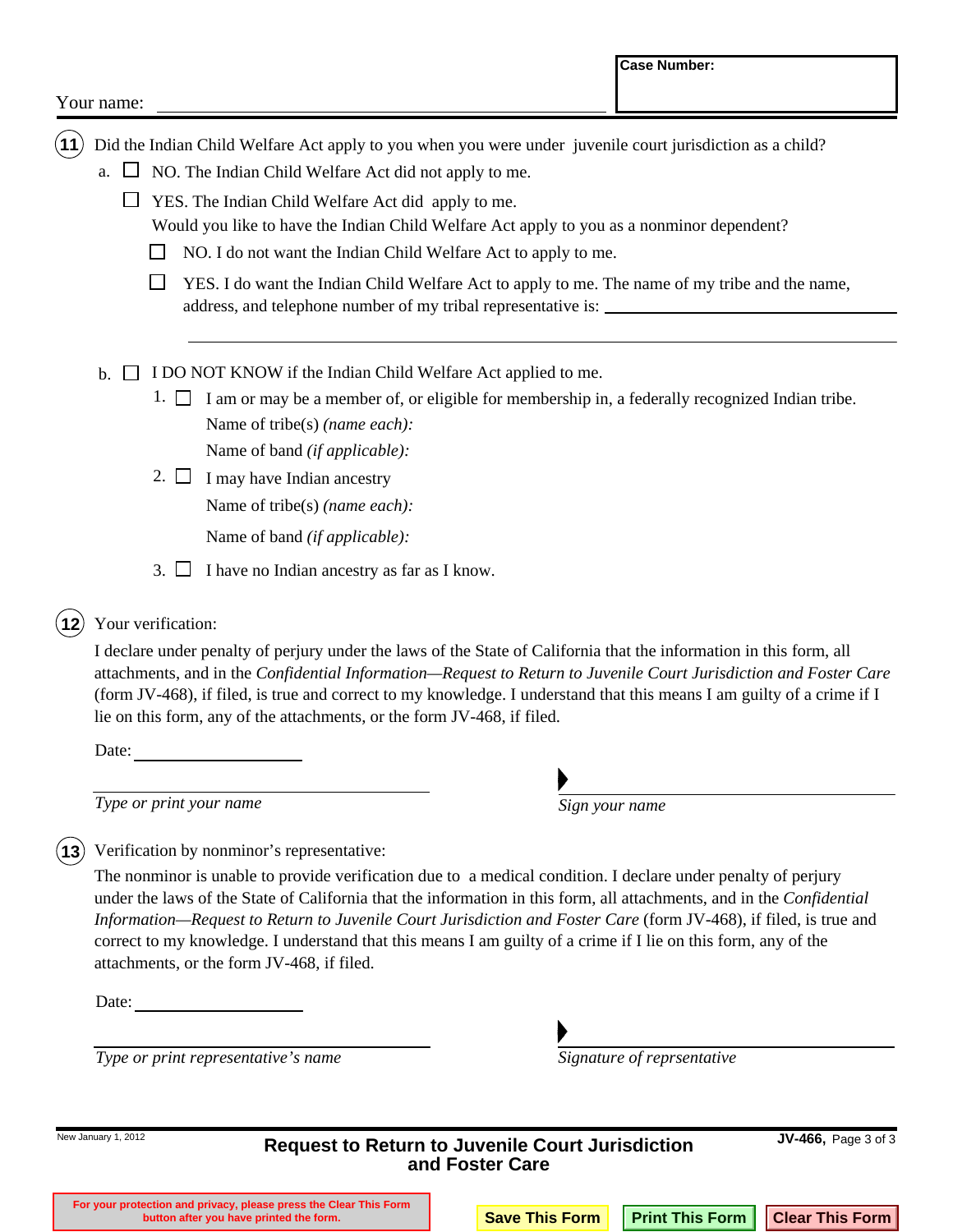Your name: \_\_\_\_\_\_\_\_\_\_\_\_\_\_\_\_\_\_\_\_\_\_\_\_\_\_\_\_\_\_

**Case Number:**

**11** Did the Indian Child Welfare Act apply to you when you were under juvenile court jurisdiction as a child?

a. ☐ NO. The Indian Child Welfare Act did not apply to me.

☐ YES. The Indian Child Welfare Act did apply to me.

Would you like to have the Indian Child Welfare Act apply to you as a nonminor dependent?

☐ NO. I do not want the Indian Child Welfare Act to apply to me.

☐ YES. I do want the Indian Child Welfare Act to apply to me. The name of my tribe and the name, address, and telephone number of my tribal representative is: \_\_\_\_\_\_\_\_\_\_\_\_\_\_\_\_\_\_\_\_\_\_\_\_\_\_\_\_\_\_

b. ☐ I DO NOT KNOW if the Indian Child Welfare Act applied to me.

1. ☐ I am or may be a member of, or eligible for membership in, a federally recognized Indian tribe.
   Name of tribe(s) *(name each):*
   Name of band *(if applicable):*
2. ☐ I may have Indian ancestry
   Name of tribe(s) *(name each):*
   Name of band *(if applicable):*
3. ☐ I have no Indian ancestry as far as I know.

**12** Your verification:

I declare under penalty of perjury under the laws of the State of California that the information in this form, all attachments, and in the *Confidential Information—Request to Return to Juvenile Court Jurisdiction and Foster Care* (form JV-468), if filed, is true and correct to my knowledge. I understand that this means I am guilty of a crime if I lie on this form, any of the attachments, or the form JV-468, if filed.

Date: \_\_\_\_\_\_\_\_\_\_\_\_\_\_\_\_\_\_

\_\_\_\_\_\_\_\_\_\_\_\_\_\_\_\_\_\_\_\_\_\_\_\_\_\_\_\_\_\_ ▶ \_\_\_\_\_\_\_\_\_\_\_\_\_\_\_\_\_\_\_\_\_\_\_\_\_\_\_\_\_\_

*Type or print your name* *Sign your name*

**13** Verification by nonminor's representative:

The nonminor is unable to provide verification due to a medical condition. I declare under penalty of perjury under the laws of the State of California that the information in this form, all attachments, and in the *Confidential Information—Request to Return to Juvenile Court Jurisdiction and Foster Care* (form JV-468), if filed, is true and correct to my knowledge. I understand that this means I am guilty of a crime if I lie on this form, any of the attachments, or the form JV-468, if filed.

Date: \_\_\_\_\_\_\_\_\_\_\_\_\_\_\_\_\_\_

\_\_\_\_\_\_\_\_\_\_\_\_\_\_\_\_\_\_\_\_\_\_\_\_\_\_\_\_\_\_ ▶ \_\_\_\_\_\_\_\_\_\_\_\_\_\_\_\_\_\_\_\_\_\_\_\_\_\_\_\_\_\_

*Type or print representative's name* *Signature of reprsentative*

New January 1, 2012

**Request to Return to Juvenile Court Jurisdiction and Foster Care**

**JV-466,**

For your protection and privacy, please press the Clear This Form button after you have printed the form.

Save This Form | Print This Form | Clear This Form